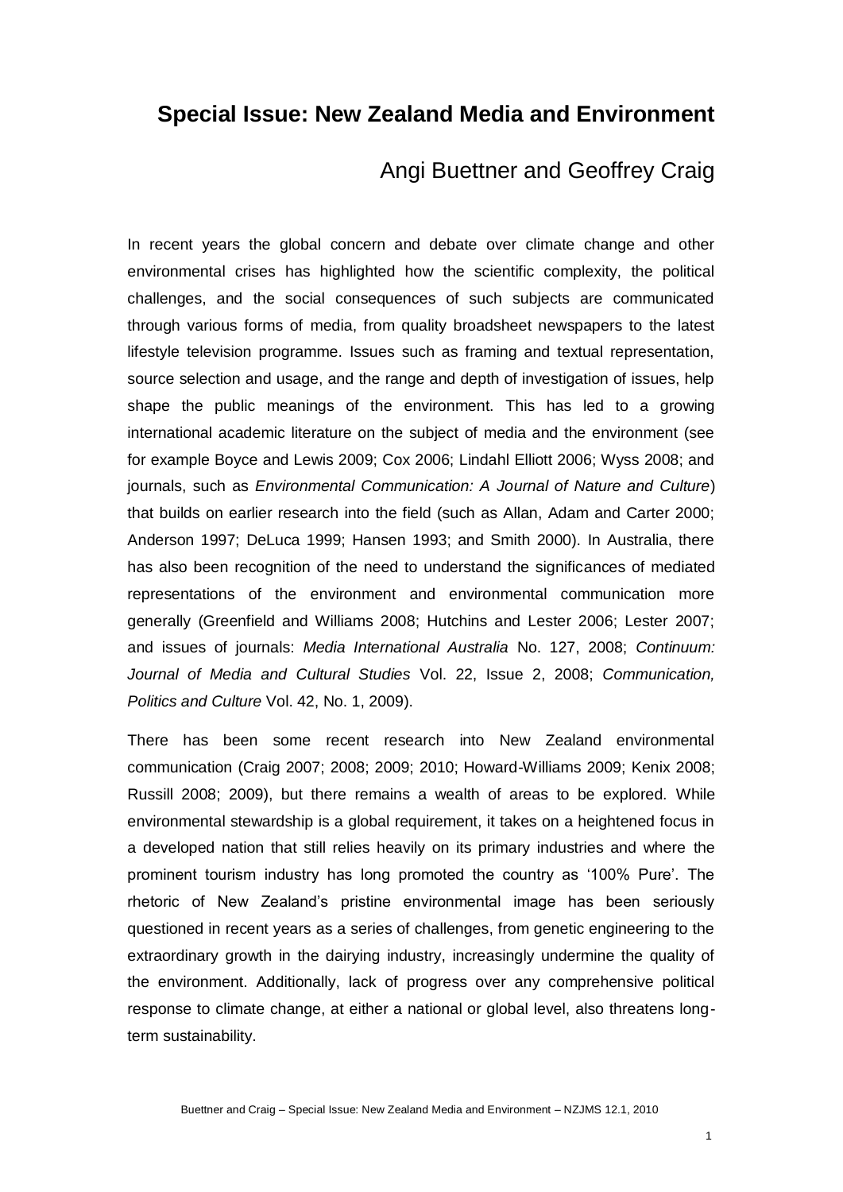# Special Issue: New Zealand Media and Environment

## Angi Buettner and Geoffrey Craig

In recent years the global concern and debate over climate change and other environmental crises has highlighted how the scientific complexity, the political challenges, and the social consequences of such subjects are communicated through various forms of media, from quality broadsheet newspapers to the latest lifestyle television programme. Issues such as framing and textual representation, source selection and usage, and the range and depth of investigation of issues, help shape the public meanings of the environment. This has led to a growing international academic literature on the subject of media and the environment (see for example Boyce and Lewis 2009; Cox 2006; Lindahl Elliott 2006; Wyss 2008; and journals, such as *Environmental Communication: A Journal of Nature and Culture*) that builds on earlier research into the field (such as Allan, Adam and Carter 2000; Anderson 1997; DeLuca 1999; Hansen 1993; and Smith 2000). In Australia, there has also been recognition of the need to understand the significances of mediated representations of the environment and environmental communication more generally (Greenfield and Williams 2008; Hutchins and Lester 2006; Lester 2007; and issues of journals: *Media International Australia* No. 127, 2008; *Continuum: Journal of Media and Cultural Studies* Vol. 22, Issue 2, 2008; *Communication, Politics and Culture* Vol. 42, No. 1, 2009).

There has been some recent research into New Zealand environmental communication (Craig 2007; 2008; 2009; 2010; Howard-Williams 2009; Kenix 2008; Russill 2008; 2009), but there remains a wealth of areas to be explored. While environmental stewardship is a global requirement, it takes on a heightened focus in a developed nation that still relies heavily on its primary industries and where the prominent tourism industry has long promoted the country as '100% Pure'. The rhetoric of New Zealand's pristine environmental image has been seriously questioned in recent years as a series of challenges, from genetic engineering to the extraordinary growth in the dairying industry, increasingly undermine the quality of the environment. Additionally, lack of progress over any comprehensive political response to climate change, at either a national or global level, also threatens long-term sustainability.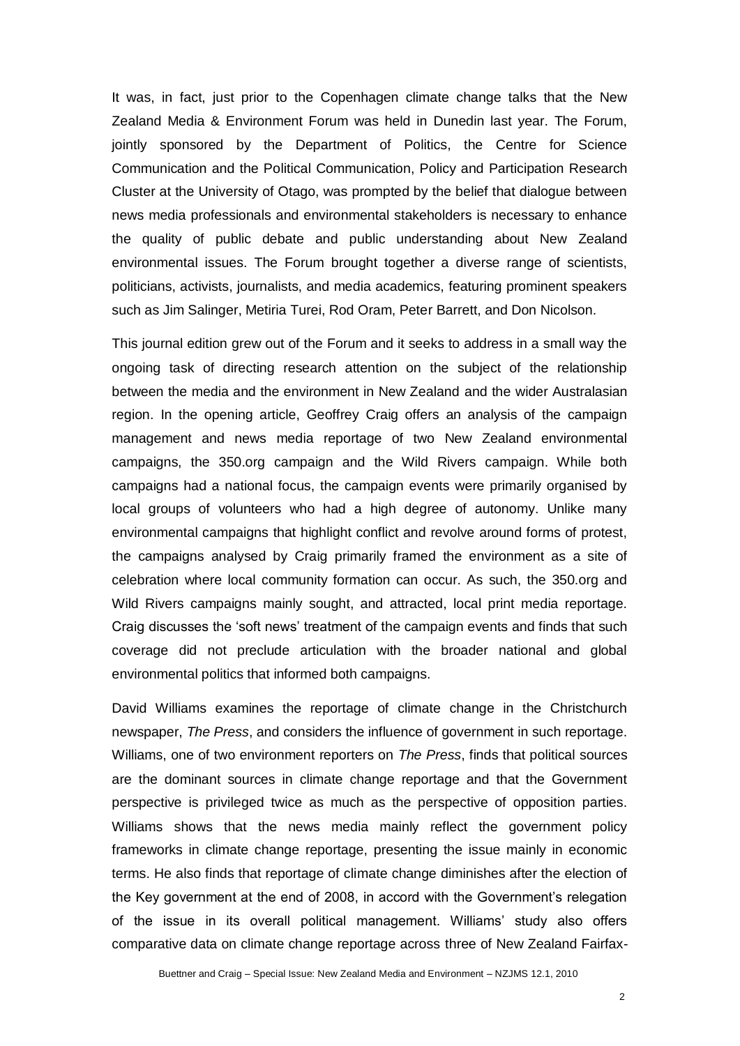It was, in fact, just prior to the Copenhagen climate change talks that the New Zealand Media & Environment Forum was held in Dunedin last year. The Forum, jointly sponsored by the Department of Politics, the Centre for Science Communication and the Political Communication, Policy and Participation Research Cluster at the University of Otago, was prompted by the belief that dialogue between news media professionals and environmental stakeholders is necessary to enhance the quality of public debate and public understanding about New Zealand environmental issues. The Forum brought together a diverse range of scientists, politicians, activists, journalists, and media academics, featuring prominent speakers such as Jim Salinger, Metiria Turei, Rod Oram, Peter Barrett, and Don Nicolson.

This journal edition grew out of the Forum and it seeks to address in a small way the ongoing task of directing research attention on the subject of the relationship between the media and the environment in New Zealand and the wider Australasian region. In the opening article, Geoffrey Craig offers an analysis of the campaign management and news media reportage of two New Zealand environmental campaigns, the 350.org campaign and the Wild Rivers campaign. While both campaigns had a national focus, the campaign events were primarily organised by local groups of volunteers who had a high degree of autonomy. Unlike many environmental campaigns that highlight conflict and revolve around forms of protest, the campaigns analysed by Craig primarily framed the environment as a site of celebration where local community formation can occur. As such, the 350.org and Wild Rivers campaigns mainly sought, and attracted, local print media reportage. Craig discusses the 'soft news' treatment of the campaign events and finds that such coverage did not preclude articulation with the broader national and global environmental politics that informed both campaigns.

David Williams examines the reportage of climate change in the Christchurch newspaper, *The Press*, and considers the influence of government in such reportage. Williams, one of two environment reporters on *The Press*, finds that political sources are the dominant sources in climate change reportage and that the Government perspective is privileged twice as much as the perspective of opposition parties. Williams shows that the news media mainly reflect the government policy frameworks in climate change reportage, presenting the issue mainly in economic terms. He also finds that reportage of climate change diminishes after the election of the Key government at the end of 2008, in accord with the Government's relegation of the issue in its overall political management. Williams' study also offers comparative data on climate change reportage across three of New Zealand Fairfax-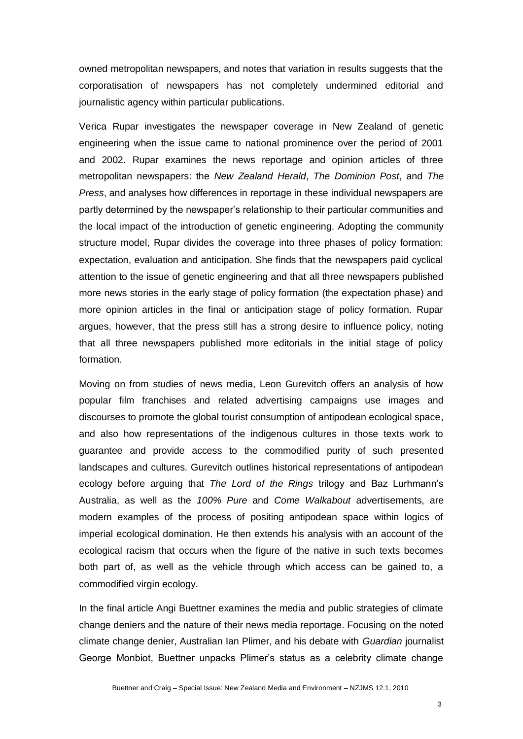owned metropolitan newspapers, and notes that variation in results suggests that the corporatisation of newspapers has not completely undermined editorial and journalistic agency within particular publications.

Verica Rupar investigates the newspaper coverage in New Zealand of genetic engineering when the issue came to national prominence over the period of 2001 and 2002. Rupar examines the news reportage and opinion articles of three metropolitan newspapers: the *New Zealand Herald*, *The Dominion Post*, and *The Press*, and analyses how differences in reportage in these individual newspapers are partly determined by the newspaper's relationship to their particular communities and the local impact of the introduction of genetic engineering. Adopting the community structure model, Rupar divides the coverage into three phases of policy formation: expectation, evaluation and anticipation. She finds that the newspapers paid cyclical attention to the issue of genetic engineering and that all three newspapers published more news stories in the early stage of policy formation (the expectation phase) and more opinion articles in the final or anticipation stage of policy formation. Rupar argues, however, that the press still has a strong desire to influence policy, noting that all three newspapers published more editorials in the initial stage of policy formation.

Moving on from studies of news media, Leon Gurevitch offers an analysis of how popular film franchises and related advertising campaigns use images and discourses to promote the global tourist consumption of antipodean ecological space, and also how representations of the indigenous cultures in those texts work to guarantee and provide access to the commodified purity of such presented landscapes and cultures. Gurevitch outlines historical representations of antipodean ecology before arguing that *The Lord of the Rings* trilogy and Baz Lurhmann's Australia, as well as the *100% Pure* and *Come Walkabout* advertisements, are modern examples of the process of positing antipodean space within logics of imperial ecological domination. He then extends his analysis with an account of the ecological racism that occurs when the figure of the native in such texts becomes both part of, as well as the vehicle through which access can be gained to, a commodified virgin ecology.

In the final article Angi Buettner examines the media and public strategies of climate change deniers and the nature of their news media reportage. Focusing on the noted climate change denier, Australian Ian Plimer, and his debate with *Guardian* journalist George Monbiot, Buettner unpacks Plimer's status as a celebrity climate change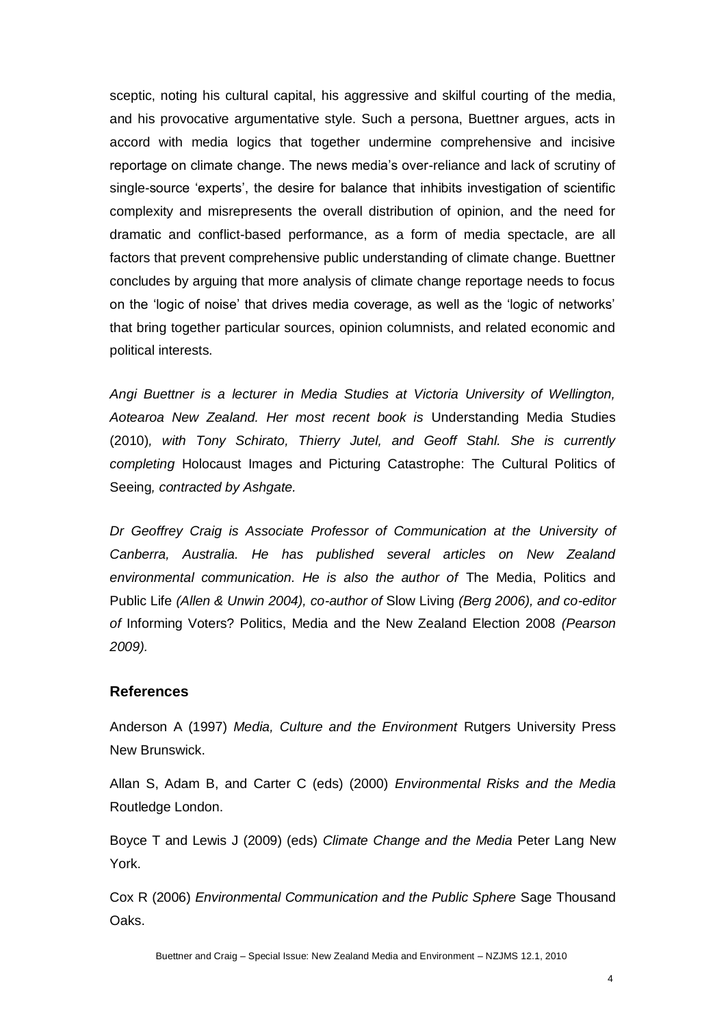sceptic, noting his cultural capital, his aggressive and skilful courting of the media, and his provocative argumentative style. Such a persona, Buettner argues, acts in accord with media logics that together undermine comprehensive and incisive reportage on climate change. The news media's over-reliance and lack of scrutiny of single-source 'experts', the desire for balance that inhibits investigation of scientific complexity and misrepresents the overall distribution of opinion, and the need for dramatic and conflict-based performance, as a form of media spectacle, are all factors that prevent comprehensive public understanding of climate change. Buettner concludes by arguing that more analysis of climate change reportage needs to focus on the 'logic of noise' that drives media coverage, as well as the 'logic of networks' that bring together particular sources, opinion columnists, and related economic and political interests.

*Angi Buettner is a lecturer in Media Studies at Victoria University of Wellington, Aotearoa New Zealand. Her most recent book is* Understanding Media Studies (2010)*, with Tony Schirato, Thierry Jutel, and Geoff Stahl. She is currently completing* Holocaust Images and Picturing Catastrophe: The Cultural Politics of Seeing*, contracted by Ashgate.*

*Dr Geoffrey Craig is Associate Professor of Communication at the University of Canberra, Australia. He has published several articles on New Zealand environmental communication. He is also the author of* The Media, Politics and Public Life *(Allen & Unwin 2004), co-author of* Slow Living *(Berg 2006), and co-editor of* Informing Voters? Politics, Media and the New Zealand Election 2008 *(Pearson 2009).*

## References

Anderson A (1997) *Media, Culture and the Environment* Rutgers University Press New Brunswick.

Allan S, Adam B, and Carter C (eds) (2000) *Environmental Risks and the Media* Routledge London.

Boyce T and Lewis J (2009) (eds) *Climate Change and the Media* Peter Lang New York.

Cox R (2006) *Environmental Communication and the Public Sphere* Sage Thousand Oaks.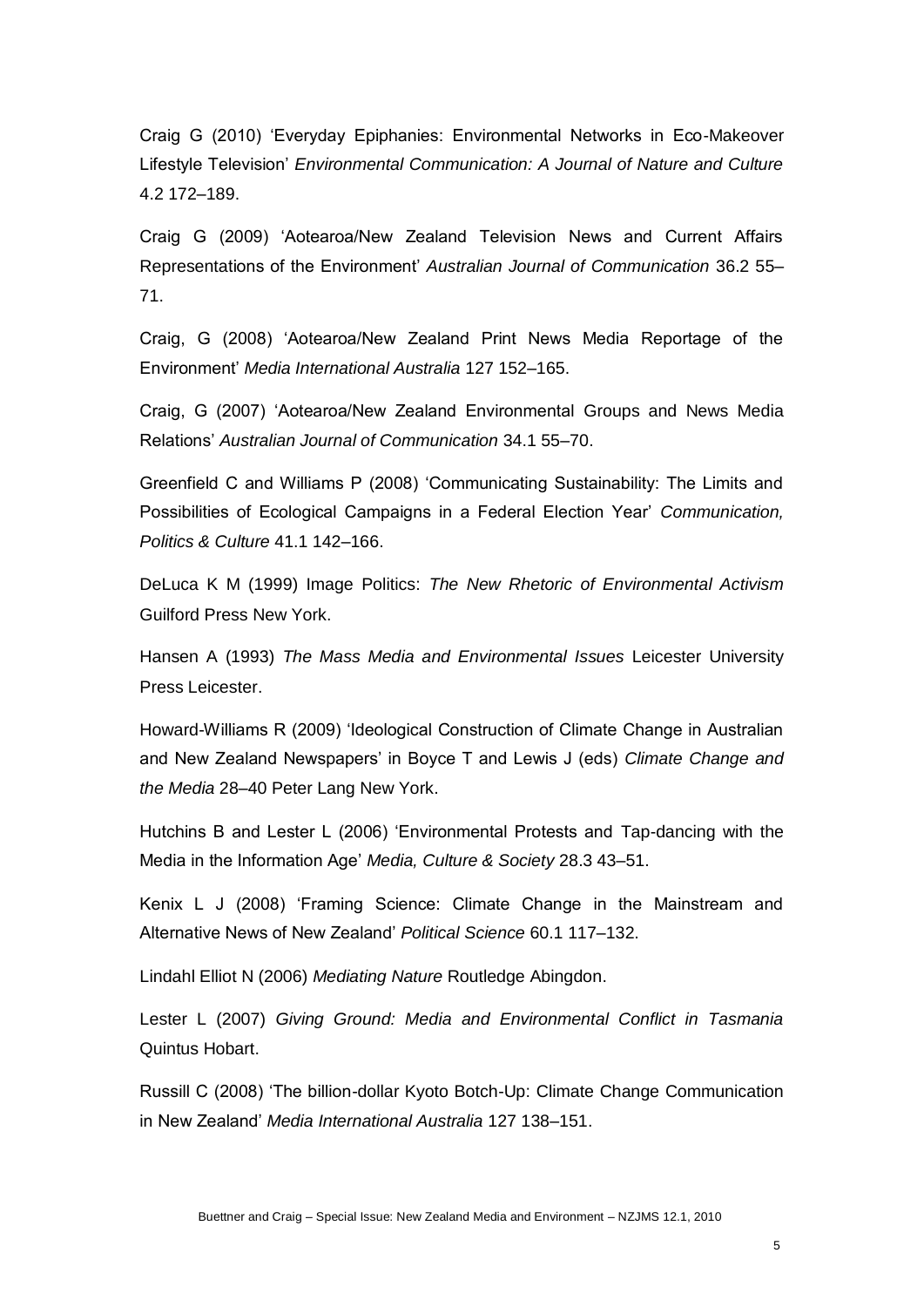Craig G (2010) 'Everyday Epiphanies: Environmental Networks in Eco-Makeover Lifestyle Television' *Environmental Communication: A Journal of Nature and Culture* 4.2 172–189.

Craig G (2009) 'Aotearoa/New Zealand Television News and Current Affairs Representations of the Environment' *Australian Journal of Communication* 36.2 55–71.

Craig, G (2008) 'Aotearoa/New Zealand Print News Media Reportage of the Environment' *Media International Australia* 127 152–165.

Craig, G (2007) 'Aotearoa/New Zealand Environmental Groups and News Media Relations' *Australian Journal of Communication* 34.1 55–70.

Greenfield C and Williams P (2008) 'Communicating Sustainability: The Limits and Possibilities of Ecological Campaigns in a Federal Election Year' *Communication, Politics & Culture* 41.1 142–166.

DeLuca K M (1999) Image Politics: *The New Rhetoric of Environmental Activism* Guilford Press New York.

Hansen A (1993) *The Mass Media and Environmental Issues* Leicester University Press Leicester.

Howard-Williams R (2009) 'Ideological Construction of Climate Change in Australian and New Zealand Newspapers' in Boyce T and Lewis J (eds) *Climate Change and the Media* 28–40 Peter Lang New York.

Hutchins B and Lester L (2006) 'Environmental Protests and Tap-dancing with the Media in the Information Age' *Media, Culture & Society* 28.3 43–51.

Kenix L J (2008) 'Framing Science: Climate Change in the Mainstream and Alternative News of New Zealand' *Political Science* 60.1 117–132.

Lindahl Elliot N (2006) *Mediating Nature* Routledge Abingdon.

Lester L (2007) *Giving Ground: Media and Environmental Conflict in Tasmania* Quintus Hobart.

Russill C (2008) 'The billion-dollar Kyoto Botch-Up: Climate Change Communication in New Zealand' *Media International Australia* 127 138–151.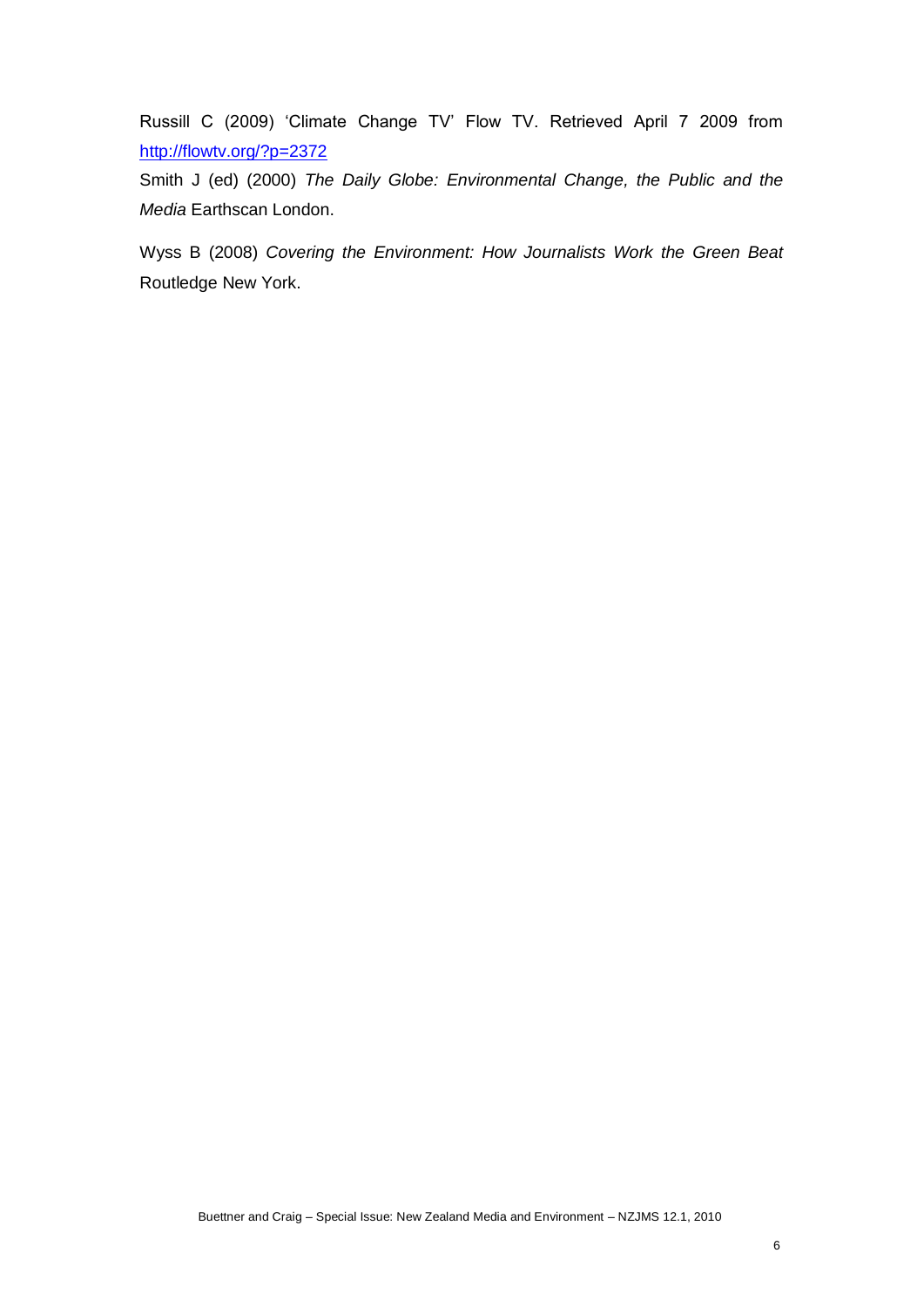Russill C (2009) 'Climate Change TV' Flow TV. Retrieved April 7 2009 from http://flowtv.org/?p=2372

Smith J (ed) (2000) *The Daily Globe: Environmental Change, the Public and the Media* Earthscan London.

Wyss B (2008) *Covering the Environment: How Journalists Work the Green Beat* Routledge New York.